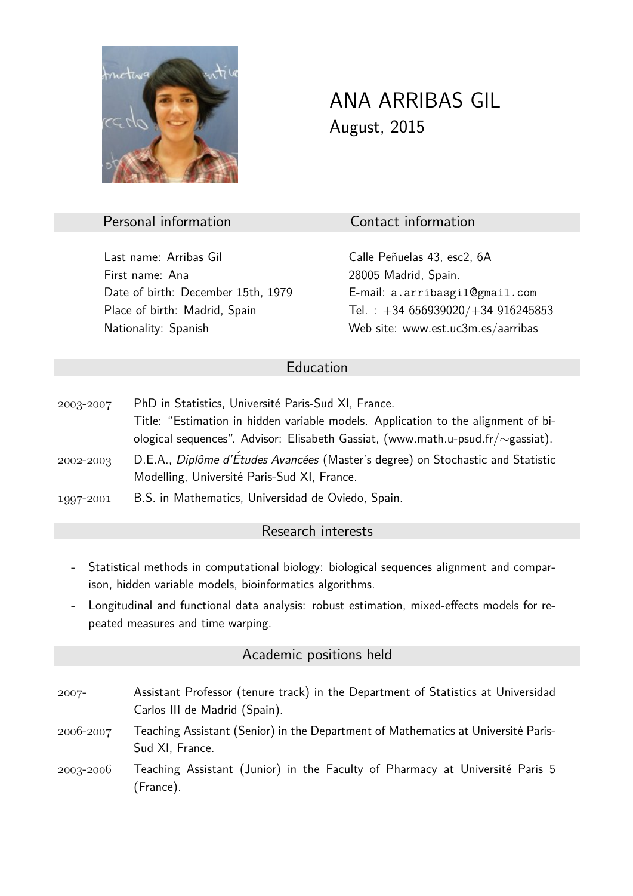# ANA ARRIBAS GIL

August, 2015

## Personal information

Last name: Arribas Gil
First name: Ana
Date of birth: December 15th, 1979
Place of birth: Madrid, Spain
Nationality: Spanish

## Contact information

Calle Peñuelas 43, esc2, 6A
28005 Madrid, Spain.
E-mail: a.arribasgil@gmail.com
Tel. : +34 656939020/+34 916245853
Web site: www.est.uc3m.es/aarribas

## Education

- **2003-2007** PhD in Statistics, Université Paris-Sud XI, France. Title: "Estimation in hidden variable models. Application to the alignment of biological sequences". Advisor: Elisabeth Gassiat, (www.math.u-psud.fr/∼gassiat).
- **2002-2003** D.E.A., *Diplôme d'Études Avancées* (Master's degree) on Stochastic and Statistic Modelling, Université Paris-Sud XI, France.
- **1997-2001** B.S. in Mathematics, Universidad de Oviedo, Spain.

## Research interests

- Statistical methods in computational biology: biological sequences alignment and comparison, hidden variable models, bioinformatics algorithms.
- Longitudinal and functional data analysis: robust estimation, mixed-effects models for repeated measures and time warping.

## Academic positions held

- **2007-** Assistant Professor (tenure track) in the Department of Statistics at Universidad Carlos III de Madrid (Spain).
- **2006-2007** Teaching Assistant (Senior) in the Department of Mathematics at Université Paris-Sud XI, France.
- **2003-2006** Teaching Assistant (Junior) in the Faculty of Pharmacy at Université Paris 5 (France).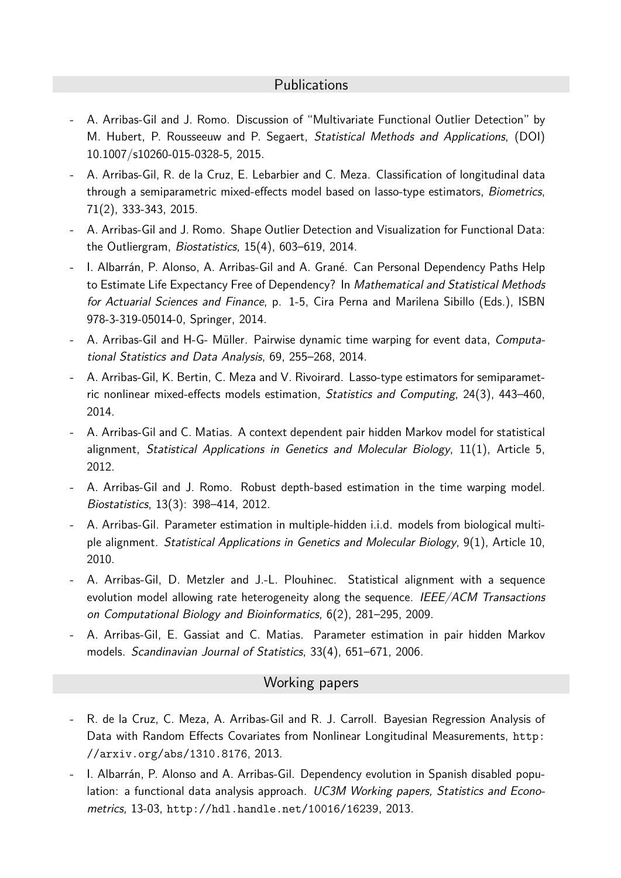## Publications

- A. Arribas-Gil and J. Romo. Discussion of "Multivariate Functional Outlier Detection" by M. Hubert, P. Rousseeuw and P. Segaert, *Statistical Methods and Applications*, (DOI) 10.1007/s10260-015-0328-5, 2015.
- A. Arribas-Gil, R. de la Cruz, E. Lebarbier and C. Meza. Classification of longitudinal data through a semiparametric mixed-effects model based on lasso-type estimators, *Biometrics*, 71(2), 333-343, 2015.
- A. Arribas-Gil and J. Romo. Shape Outlier Detection and Visualization for Functional Data: the Outliergram, *Biostatistics*, 15(4), 603–619, 2014.
- I. Albarrán, P. Alonso, A. Arribas-Gil and A. Grané. Can Personal Dependency Paths Help to Estimate Life Expectancy Free of Dependency? In *Mathematical and Statistical Methods for Actuarial Sciences and Finance*, p. 1-5, Cira Perna and Marilena Sibillo (Eds.), ISBN 978-3-319-05014-0, Springer, 2014.
- A. Arribas-Gil and H-G- Müller. Pairwise dynamic time warping for event data, *Computational Statistics and Data Analysis*, 69, 255–268, 2014.
- A. Arribas-Gil, K. Bertin, C. Meza and V. Rivoirard. Lasso-type estimators for semiparametric nonlinear mixed-effects models estimation, *Statistics and Computing*, 24(3), 443–460, 2014.
- A. Arribas-Gil and C. Matias. A context dependent pair hidden Markov model for statistical alignment, *Statistical Applications in Genetics and Molecular Biology*, 11(1), Article 5, 2012.
- A. Arribas-Gil and J. Romo. Robust depth-based estimation in the time warping model. *Biostatistics*, 13(3): 398–414, 2012.
- A. Arribas-Gil. Parameter estimation in multiple-hidden i.i.d. models from biological multiple alignment. *Statistical Applications in Genetics and Molecular Biology*, 9(1), Article 10, 2010.
- A. Arribas-Gil, D. Metzler and J.-L. Plouhinec. Statistical alignment with a sequence evolution model allowing rate heterogeneity along the sequence. *IEEE/ACM Transactions on Computational Biology and Bioinformatics*, 6(2), 281–295, 2009.
- A. Arribas-Gil, E. Gassiat and C. Matias. Parameter estimation in pair hidden Markov models. *Scandinavian Journal of Statistics*, 33(4), 651–671, 2006.

## Working papers

- R. de la Cruz, C. Meza, A. Arribas-Gil and R. J. Carroll. Bayesian Regression Analysis of Data with Random Effects Covariates from Nonlinear Longitudinal Measurements, `http://arxiv.org/abs/1310.8176`, 2013.
- I. Albarrán, P. Alonso and A. Arribas-Gil. Dependency evolution in Spanish disabled population: a functional data analysis approach. *UC3M Working papers, Statistics and Econometrics*, 13-03, `http://hdl.handle.net/10016/16239`, 2013.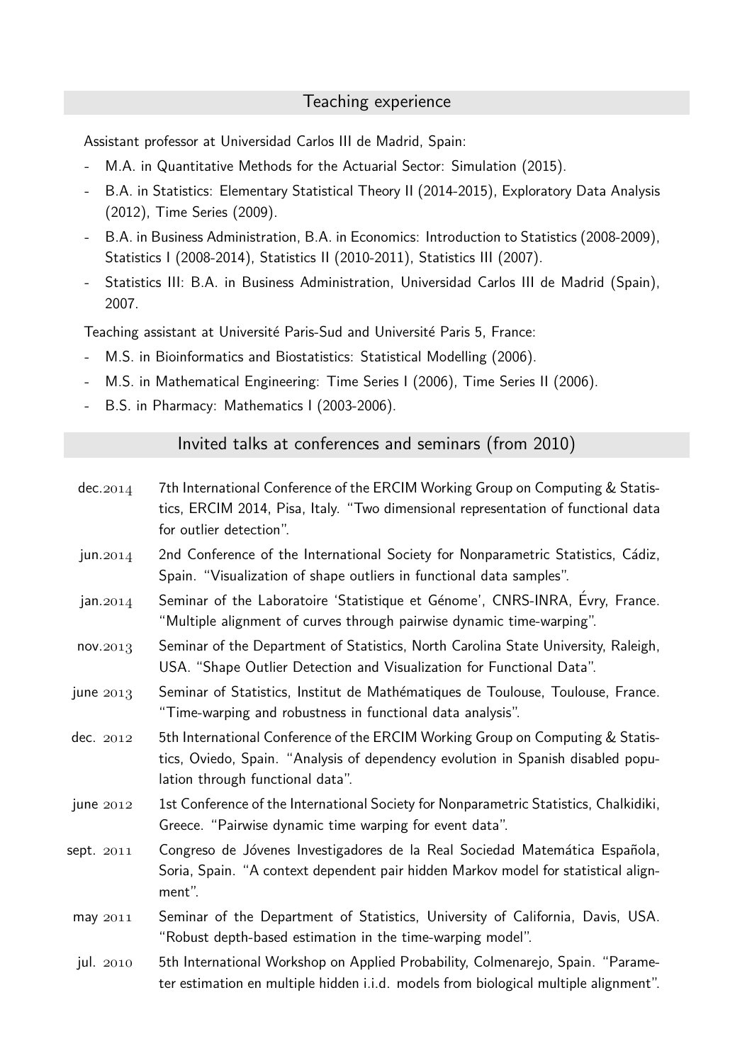## Teaching experience

Assistant professor at Universidad Carlos III de Madrid, Spain:

- M.A. in Quantitative Methods for the Actuarial Sector: Simulation (2015).
- B.A. in Statistics: Elementary Statistical Theory II (2014-2015), Exploratory Data Analysis (2012), Time Series (2009).
- B.A. in Business Administration, B.A. in Economics: Introduction to Statistics (2008-2009), Statistics I (2008-2014), Statistics II (2010-2011), Statistics III (2007).
- Statistics III: B.A. in Business Administration, Universidad Carlos III de Madrid (Spain), 2007.

Teaching assistant at Université Paris-Sud and Université Paris 5, France:

- M.S. in Bioinformatics and Biostatistics: Statistical Modelling (2006).
- M.S. in Mathematical Engineering: Time Series I (2006), Time Series II (2006).
- B.S. in Pharmacy: Mathematics I (2003-2006).

## Invited talks at conferences and seminars (from 2010)

- **dec.2014** 7th International Conference of the ERCIM Working Group on Computing & Statistics, ERCIM 2014, Pisa, Italy. "Two dimensional representation of functional data for outlier detection".
- **jun.2014** 2nd Conference of the International Society for Nonparametric Statistics, Cádiz, Spain. "Visualization of shape outliers in functional data samples".
- **jan.2014** Seminar of the Laboratoire 'Statistique et Génome', CNRS-INRA, Évry, France. "Multiple alignment of curves through pairwise dynamic time-warping".
- **nov.2013** Seminar of the Department of Statistics, North Carolina State University, Raleigh, USA. "Shape Outlier Detection and Visualization for Functional Data".
- **june 2013** Seminar of Statistics, Institut de Mathématiques de Toulouse, Toulouse, France. "Time-warping and robustness in functional data analysis".
- **dec. 2012** 5th International Conference of the ERCIM Working Group on Computing & Statistics, Oviedo, Spain. "Analysis of dependency evolution in Spanish disabled population through functional data".
- **june 2012** 1st Conference of the International Society for Nonparametric Statistics, Chalkidiki, Greece. "Pairwise dynamic time warping for event data".
- **sept. 2011** Congreso de Jóvenes Investigadores de la Real Sociedad Matemática Española, Soria, Spain. "A context dependent pair hidden Markov model for statistical alignment".
- **may 2011** Seminar of the Department of Statistics, University of California, Davis, USA. "Robust depth-based estimation in the time-warping model".
- **jul. 2010** 5th International Workshop on Applied Probability, Colmenarejo, Spain. "Parameter estimation en multiple hidden i.i.d. models from biological multiple alignment".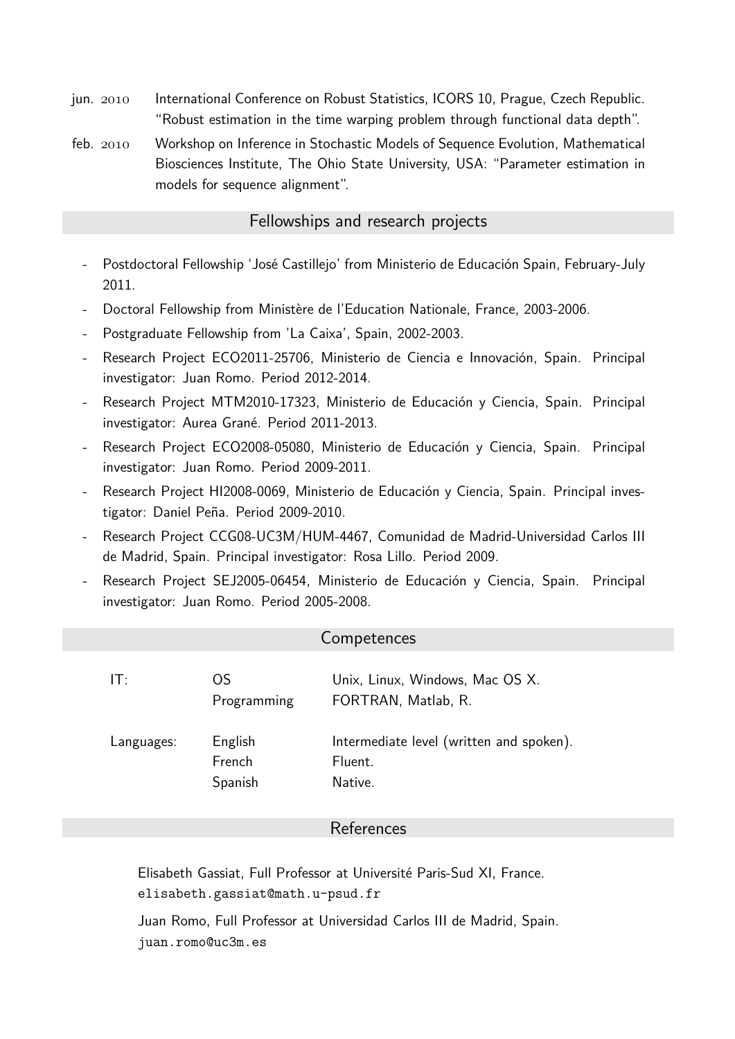jun. 2010 International Conference on Robust Statistics, ICORS 10, Prague, Czech Republic. "Robust estimation in the time warping problem through functional data depth".

feb. 2010 Workshop on Inference in Stochastic Models of Sequence Evolution, Mathematical Biosciences Institute, The Ohio State University, USA: "Parameter estimation in models for sequence alignment".

## Fellowships and research projects

- Postdoctoral Fellowship 'José Castillejo' from Ministerio de Educación Spain, February-July 2011.
- Doctoral Fellowship from Ministère de l'Education Nationale, France, 2003-2006.
- Postgraduate Fellowship from 'La Caixa', Spain, 2002-2003.
- Research Project ECO2011-25706, Ministerio de Ciencia e Innovación, Spain. Principal investigator: Juan Romo. Period 2012-2014.
- Research Project MTM2010-17323, Ministerio de Educación y Ciencia, Spain. Principal investigator: Aurea Grané. Period 2011-2013.
- Research Project ECO2008-05080, Ministerio de Educación y Ciencia, Spain. Principal investigator: Juan Romo. Period 2009-2011.
- Research Project HI2008-0069, Ministerio de Educación y Ciencia, Spain. Principal investigator: Daniel Peña. Period 2009-2010.
- Research Project CCG08-UC3M/HUM-4467, Comunidad de Madrid-Universidad Carlos III de Madrid, Spain. Principal investigator: Rosa Lillo. Period 2009.
- Research Project SEJ2005-06454, Ministerio de Educación y Ciencia, Spain. Principal investigator: Juan Romo. Period 2005-2008.

## Competences

| | | |
|---|---|---|
| IT: | OS | Unix, Linux, Windows, Mac OS X. |
| | Programming | FORTRAN, Matlab, R. |
| Languages: | English | Intermediate level (written and spoken). |
| | French | Fluent. |
| | Spanish | Native. |

## References

Elisabeth Gassiat, Full Professor at Université Paris-Sud XI, France.
elisabeth.gassiat@math.u-psud.fr

Juan Romo, Full Professor at Universidad Carlos III de Madrid, Spain.
juan.romo@uc3m.es